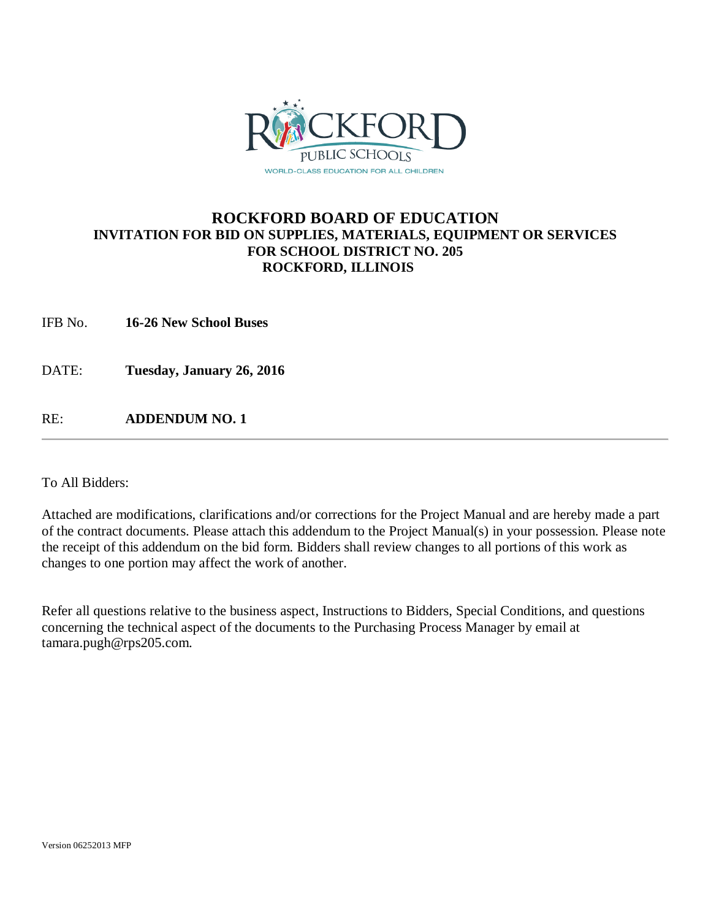# ROCKFORD BOARD OF EDUCATION

## INVITATION FOR BID ON SUPPLIES, MATERIALS, EQUIPMENT OR SERVICES FOR SCHOOL DISTRICT NO. 205 ROCKFORD, ILLINOIS

IFB No. **16-26 New School Buses**

DATE: **Tuesday, January 26, 2016**

RE: **ADDENDUM NO. 1**

---

To All Bidders:

Attached are modifications, clarifications and/or corrections for the Project Manual and are hereby made a part of the contract documents. Please attach this addendum to the Project Manual(s) in your possession. Please note the receipt of this addendum on the bid form. Bidders shall review changes to all portions of this work as changes to one portion may affect the work of another.

Refer all questions relative to the business aspect, Instructions to Bidders, Special Conditions, and questions concerning the technical aspect of the documents to the Purchasing Process Manager by email at tamara.pugh@rps205.com.

Version 06252013 MFP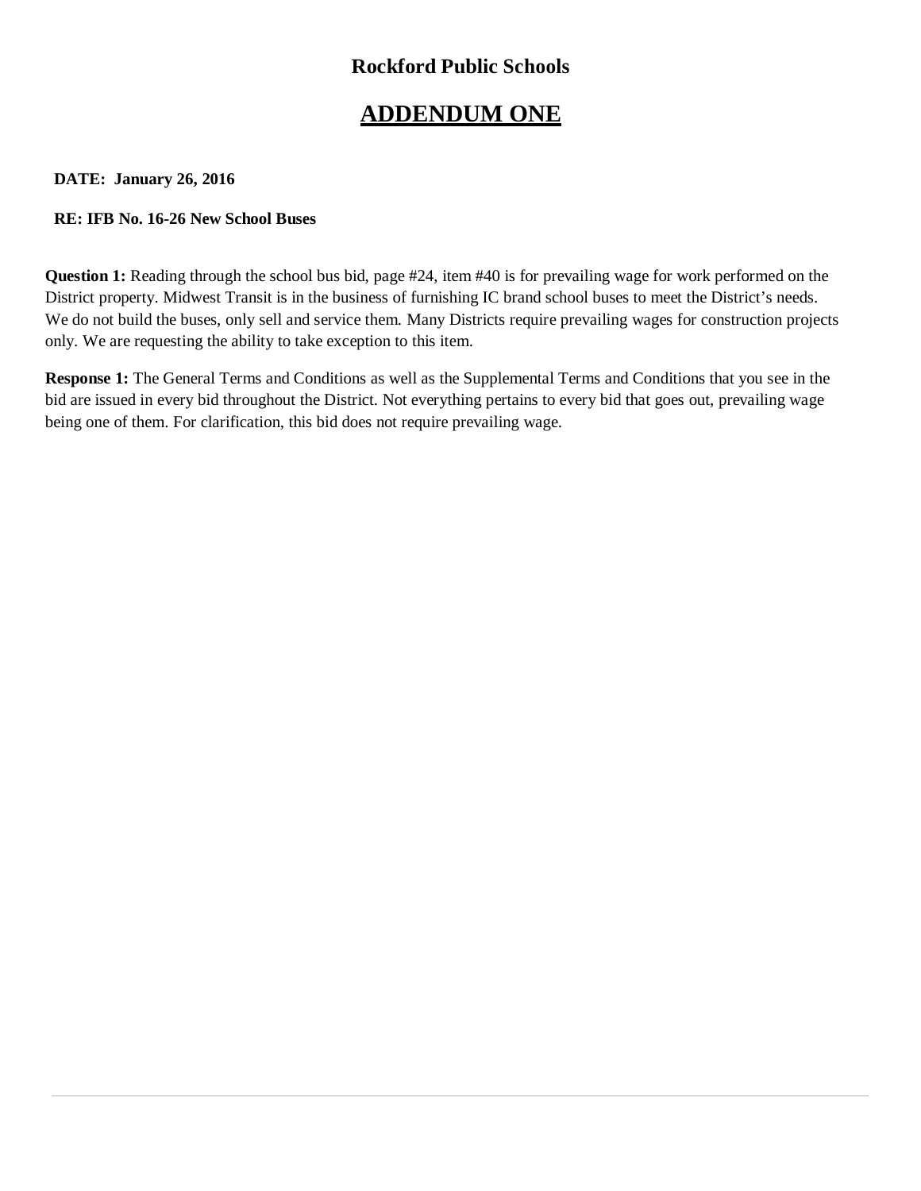# Rockford Public Schools

## ADDENDUM ONE

**DATE: January 26, 2016**

**RE: IFB No. 16-26 New School Buses**

**Question 1:** Reading through the school bus bid, page #24, item #40 is for prevailing wage for work performed on the District property. Midwest Transit is in the business of furnishing IC brand school buses to meet the District's needs. We do not build the buses, only sell and service them. Many Districts require prevailing wages for construction projects only. We are requesting the ability to take exception to this item.

**Response 1:** The General Terms and Conditions as well as the Supplemental Terms and Conditions that you see in the bid are issued in every bid throughout the District. Not everything pertains to every bid that goes out, prevailing wage being one of them. For clarification, this bid does not require prevailing wage.